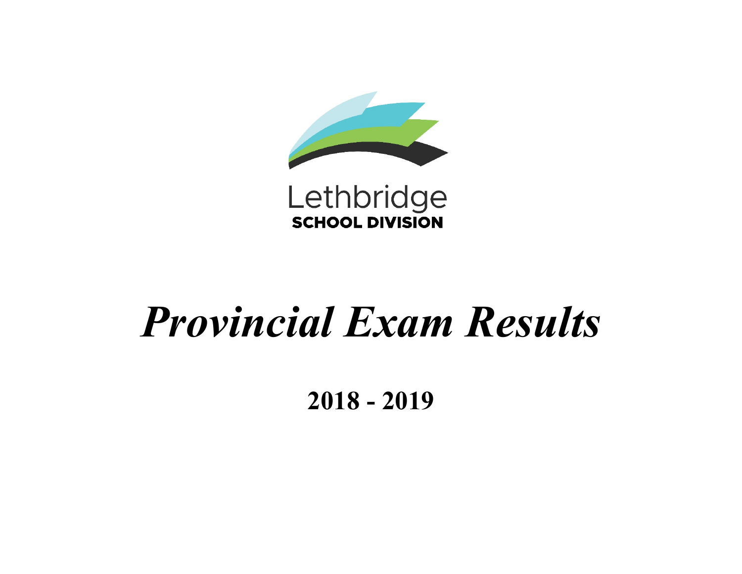Lethbridge

SCHOOL DIVISION

# *Provincial Exam Results*

## **2018 - 2019**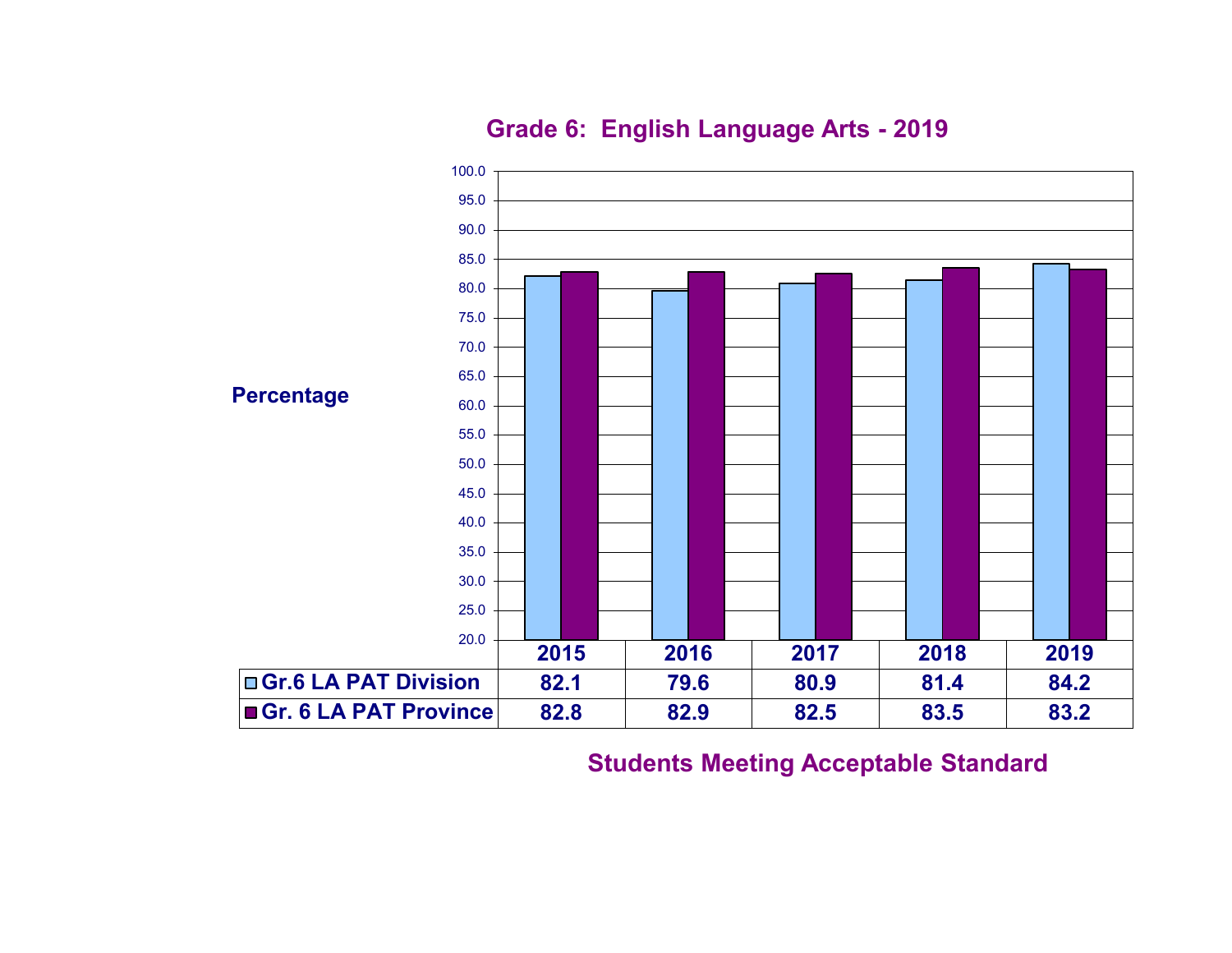## Grade 6: English Language Arts - 2019

Percentage

| | 2015 | 2016 | 2017 | 2018 | 2019 |
|---|---|---|---|---|---|
| Gr.6 LA PAT Division | 82.1 | 79.6 | 80.9 | 81.4 | 84.2 |
| Gr. 6 LA PAT Province | 82.8 | 82.9 | 82.5 | 83.5 | 83.2 |

**Students Meeting Acceptable Standard**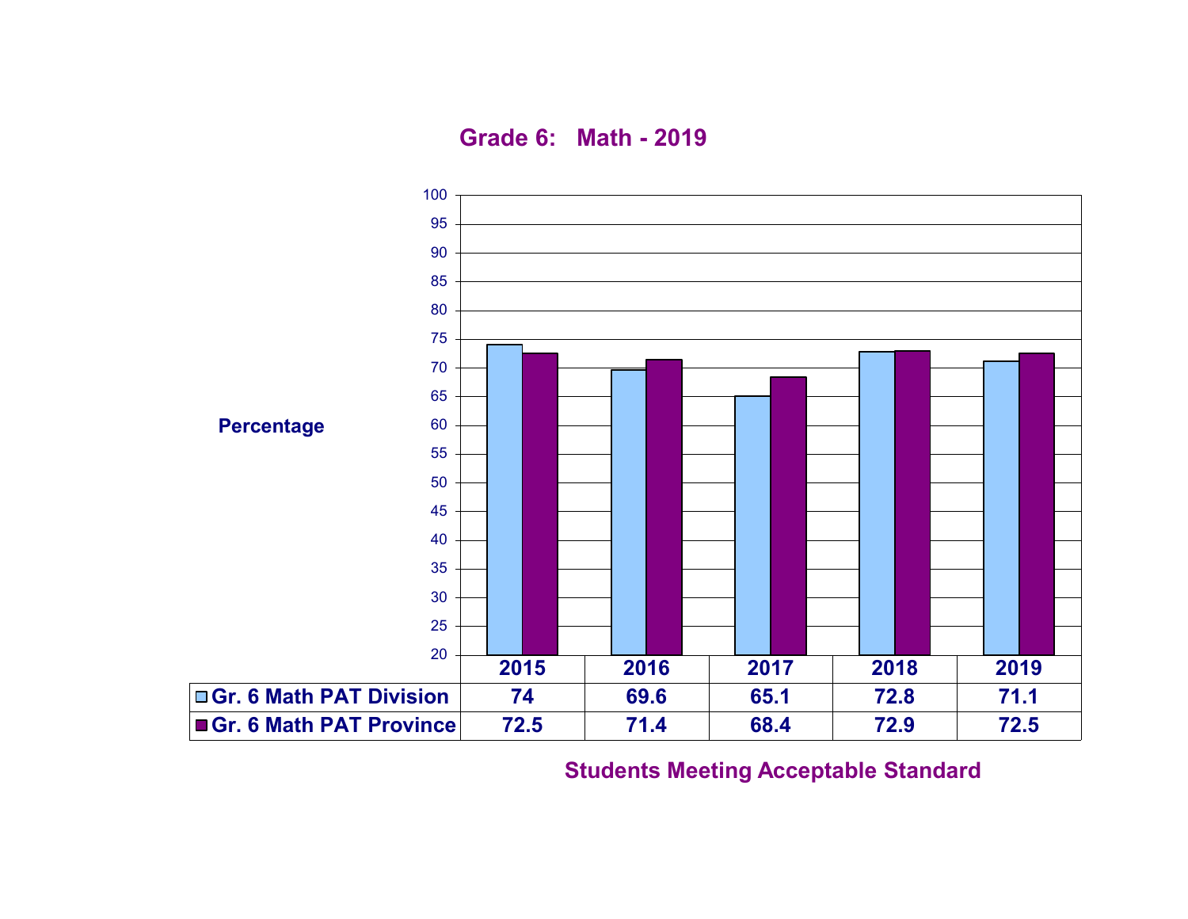## Grade 6: Math - 2019

Percentage

| | 2015 | 2016 | 2017 | 2018 | 2019 |
|---|---|---|---|---|---|
| Gr. 6 Math PAT Division | 74 | 69.6 | 65.1 | 72.8 | 71.1 |
| Gr. 6 Math PAT Province | 72.5 | 71.4 | 68.4 | 72.9 | 72.5 |

Students Meeting Acceptable Standard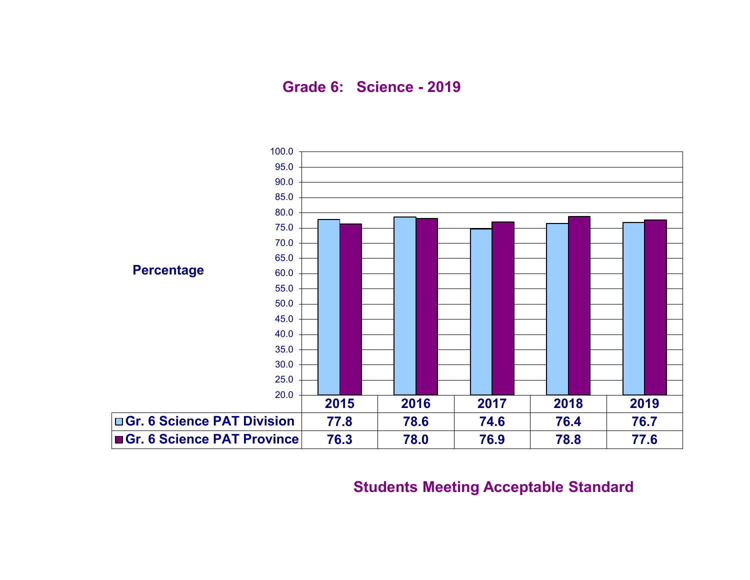## Grade 6: Science - 2019

Percentage

| | 2015 | 2016 | 2017 | 2018 | 2019 |
|---|---|---|---|---|---|
| Gr. 6 Science PAT Division | 77.8 | 78.6 | 74.6 | 76.4 | 76.7 |
| Gr. 6 Science PAT Province | 76.3 | 78.0 | 76.9 | 78.8 | 77.6 |

Students Meeting Acceptable Standard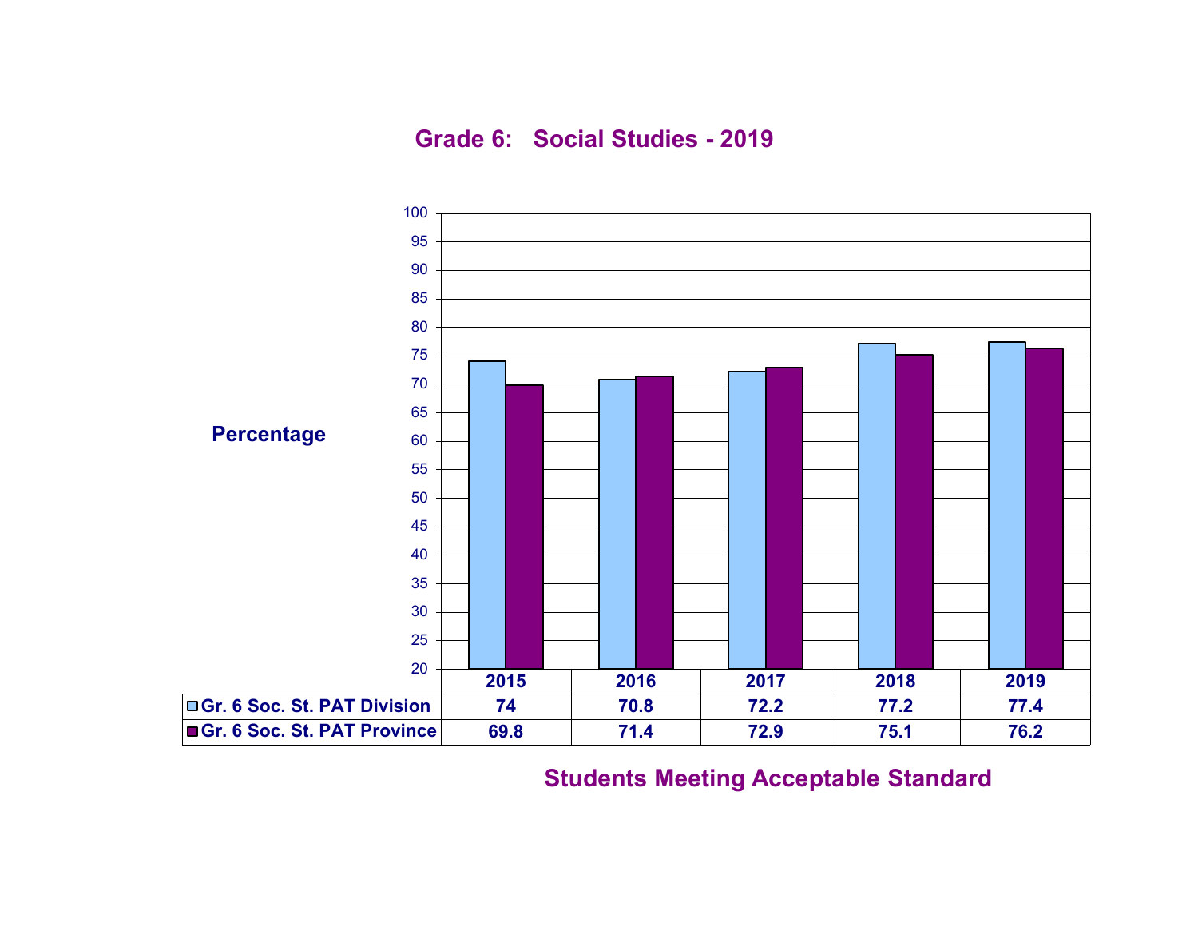## Grade 6: Social Studies - 2019

Percentage

| | 2015 | 2016 | 2017 | 2018 | 2019 |
|---|---|---|---|---|---|
| Gr. 6 Soc. St. PAT Division | 74 | 70.8 | 72.2 | 77.2 | 77.4 |
| Gr. 6 Soc. St. PAT Province | 69.8 | 71.4 | 72.9 | 75.1 | 76.2 |

**Students Meeting Acceptable Standard**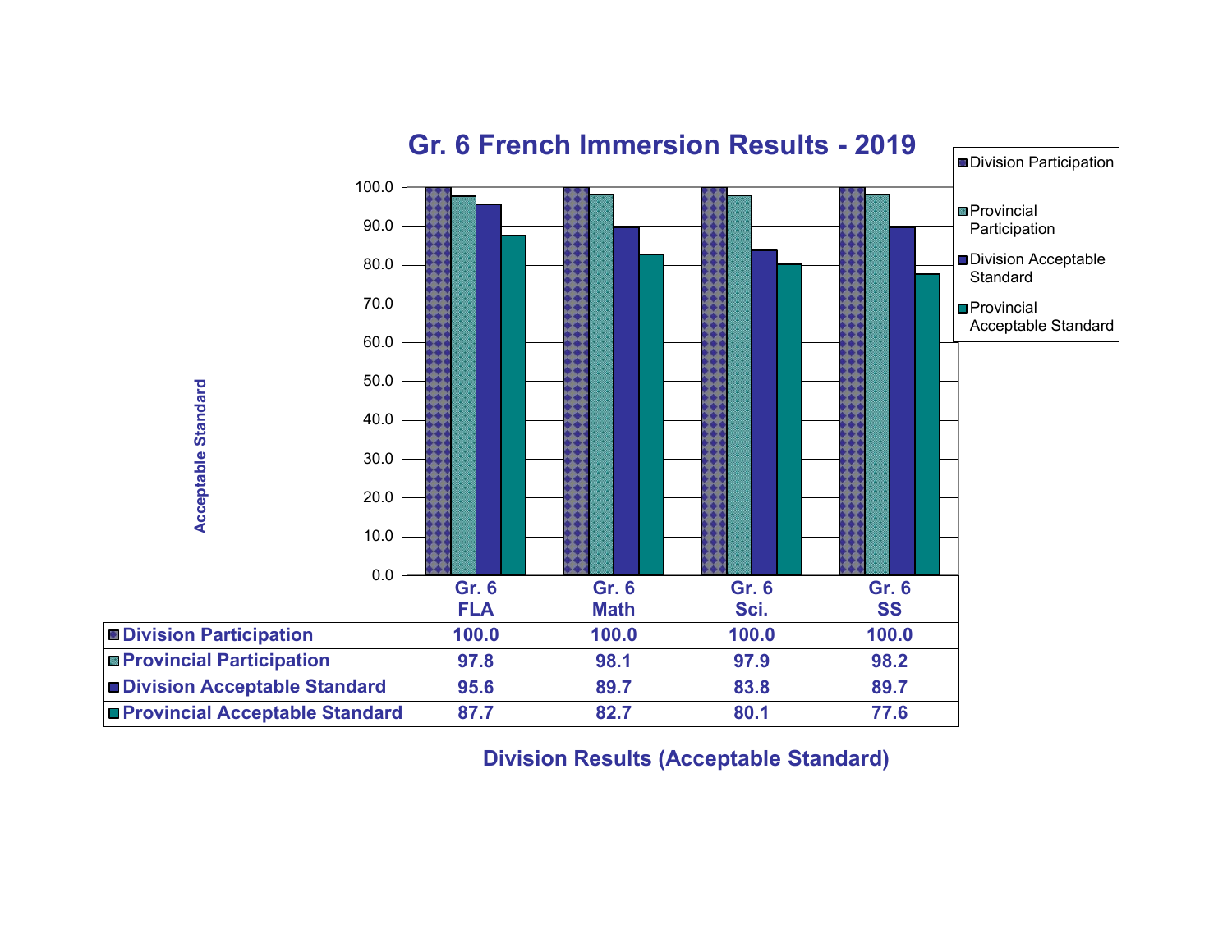# Gr. 6 French Immersion Results - 2019

Acceptable Standard

| | Gr. 6 FLA | Gr. 6 Math | Gr. 6 Sci. | Gr. 6 SS |
|---|---|---|---|---|
| Division Participation | 100.0 | 100.0 | 100.0 | 100.0 |
| Provincial Participation | 97.8 | 98.1 | 97.9 | 98.2 |
| Division Acceptable Standard | 95.6 | 89.7 | 83.8 | 89.7 |
| Provincial Acceptable Standard | 87.7 | 82.7 | 80.1 | 77.6 |

**Division Results (Acceptable Standard)**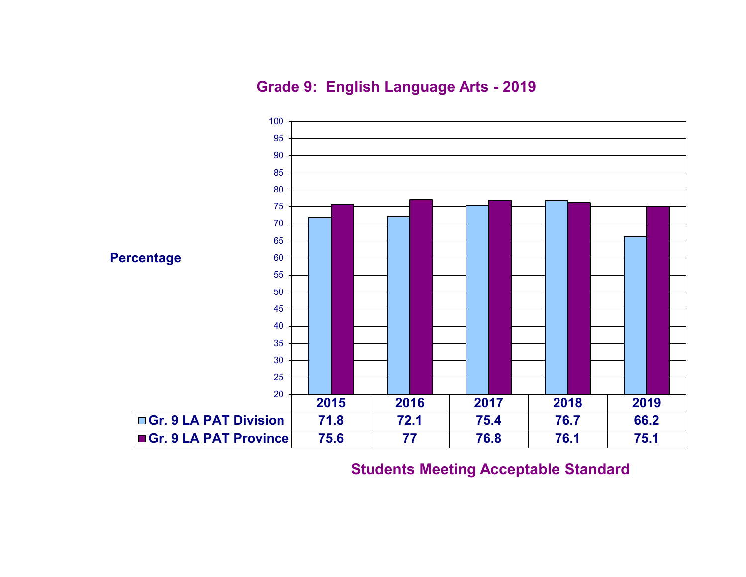## Grade 9: English Language Arts - 2019

Percentage

| | 2015 | 2016 | 2017 | 2018 | 2019 |
|---|---|---|---|---|---|
| Gr. 9 LA PAT Division | 71.8 | 72.1 | 75.4 | 76.7 | 66.2 |
| Gr. 9 LA PAT Province | 75.6 | 77 | 76.8 | 76.1 | 75.1 |

**Students Meeting Acceptable Standard**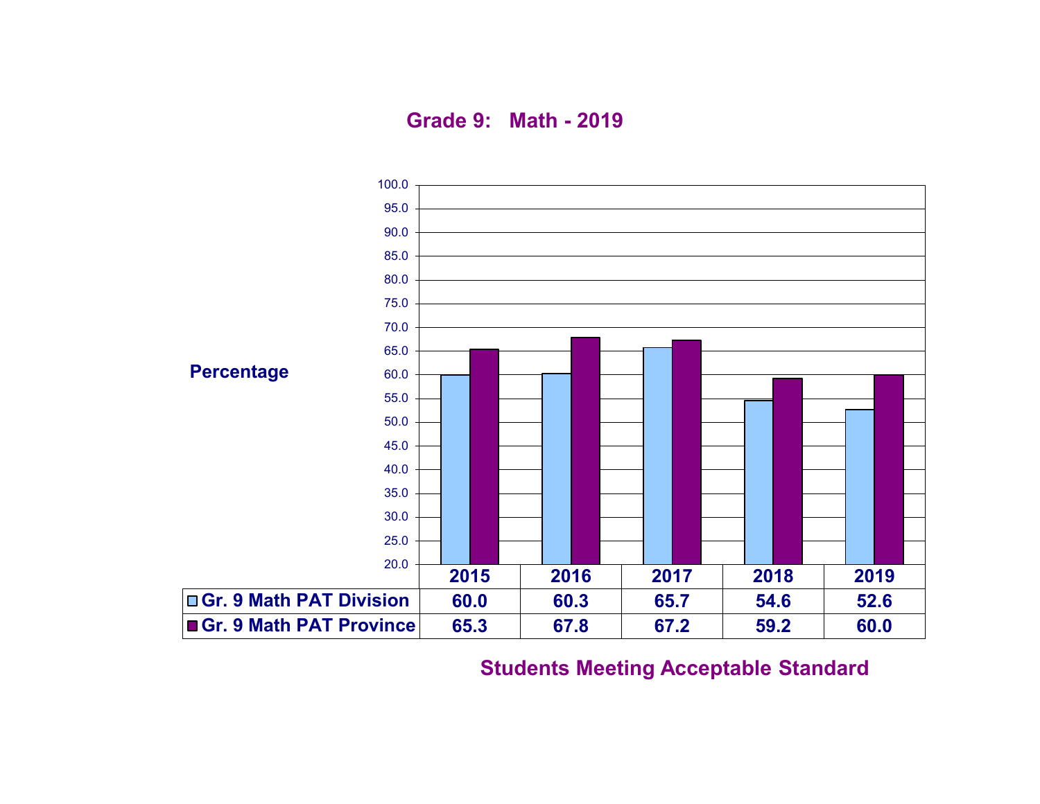## Grade 9: Math - 2019

Percentage

| | 2015 | 2016 | 2017 | 2018 | 2019 |
|---|---|---|---|---|---|
| Gr. 9 Math PAT Division | 60.0 | 60.3 | 65.7 | 54.6 | 52.6 |
| Gr. 9 Math PAT Province | 65.3 | 67.8 | 67.2 | 59.2 | 60.0 |

**Students Meeting Acceptable Standard**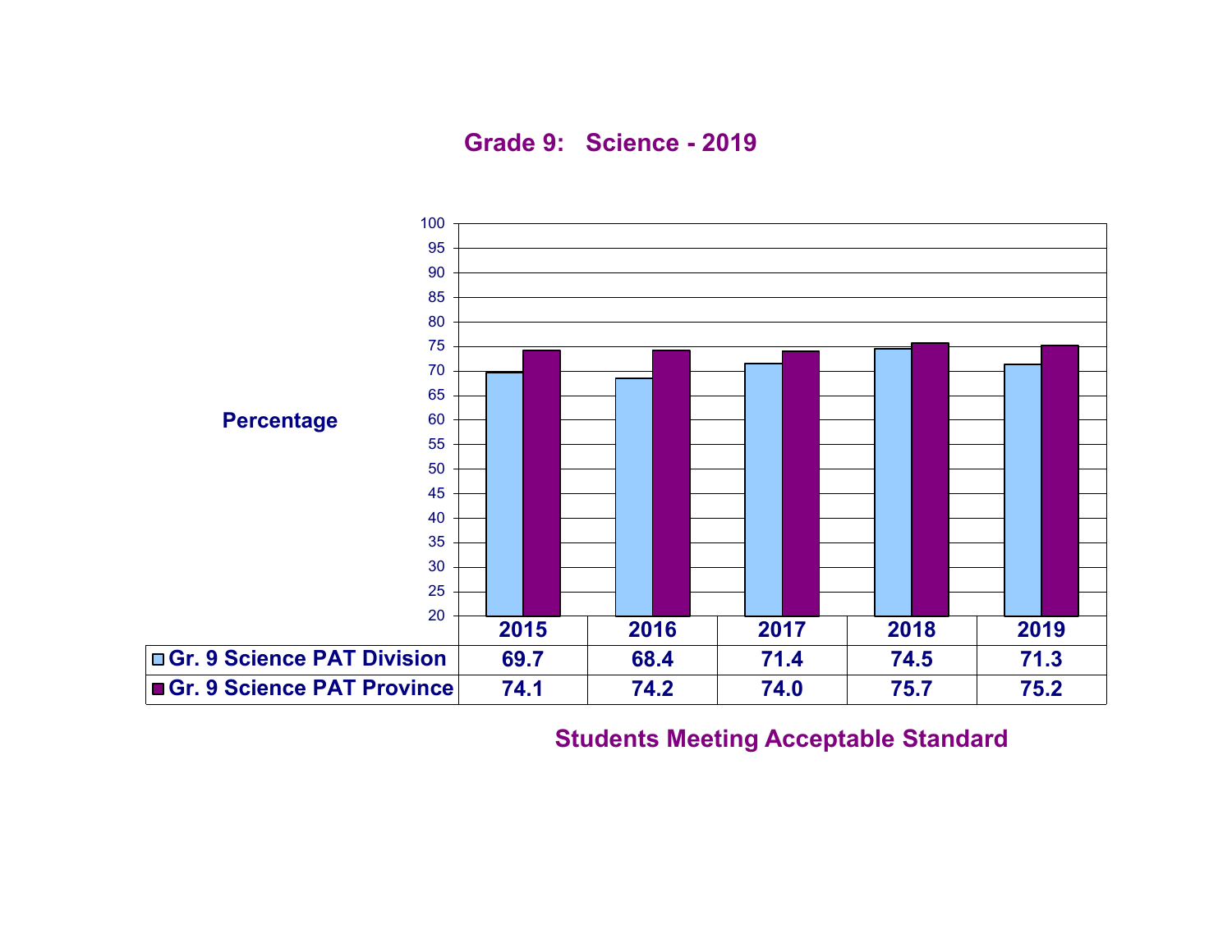## Grade 9: Science - 2019

| | 2015 | 2016 | 2017 | 2018 | 2019 |
|---|---|---|---|---|---|
| Gr. 9 Science PAT Division | 69.7 | 68.4 | 71.4 | 74.5 | 71.3 |
| Gr. 9 Science PAT Province | 74.1 | 74.2 | 74.0 | 75.7 | 75.2 |

Percentage

**Students Meeting Acceptable Standard**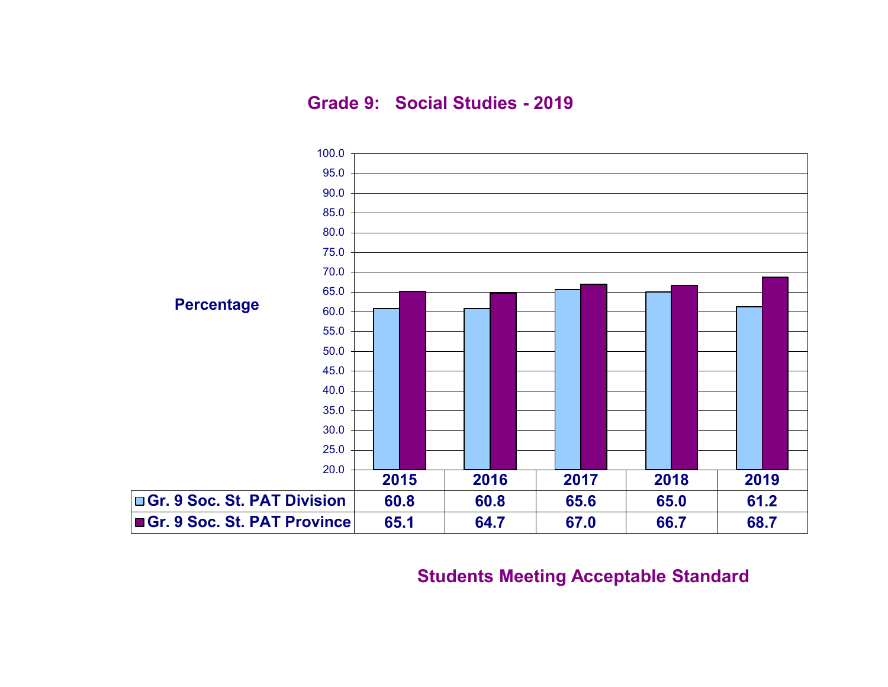## Grade 9: Social Studies - 2019

Percentage

| | 2015 | 2016 | 2017 | 2018 | 2019 |
|---|---|---|---|---|---|
| Gr. 9 Soc. St. PAT Division | 60.8 | 60.8 | 65.6 | 65.0 | 61.2 |
| Gr. 9 Soc. St. PAT Province | 65.1 | 64.7 | 67.0 | 66.7 | 68.7 |

Students Meeting Acceptable Standard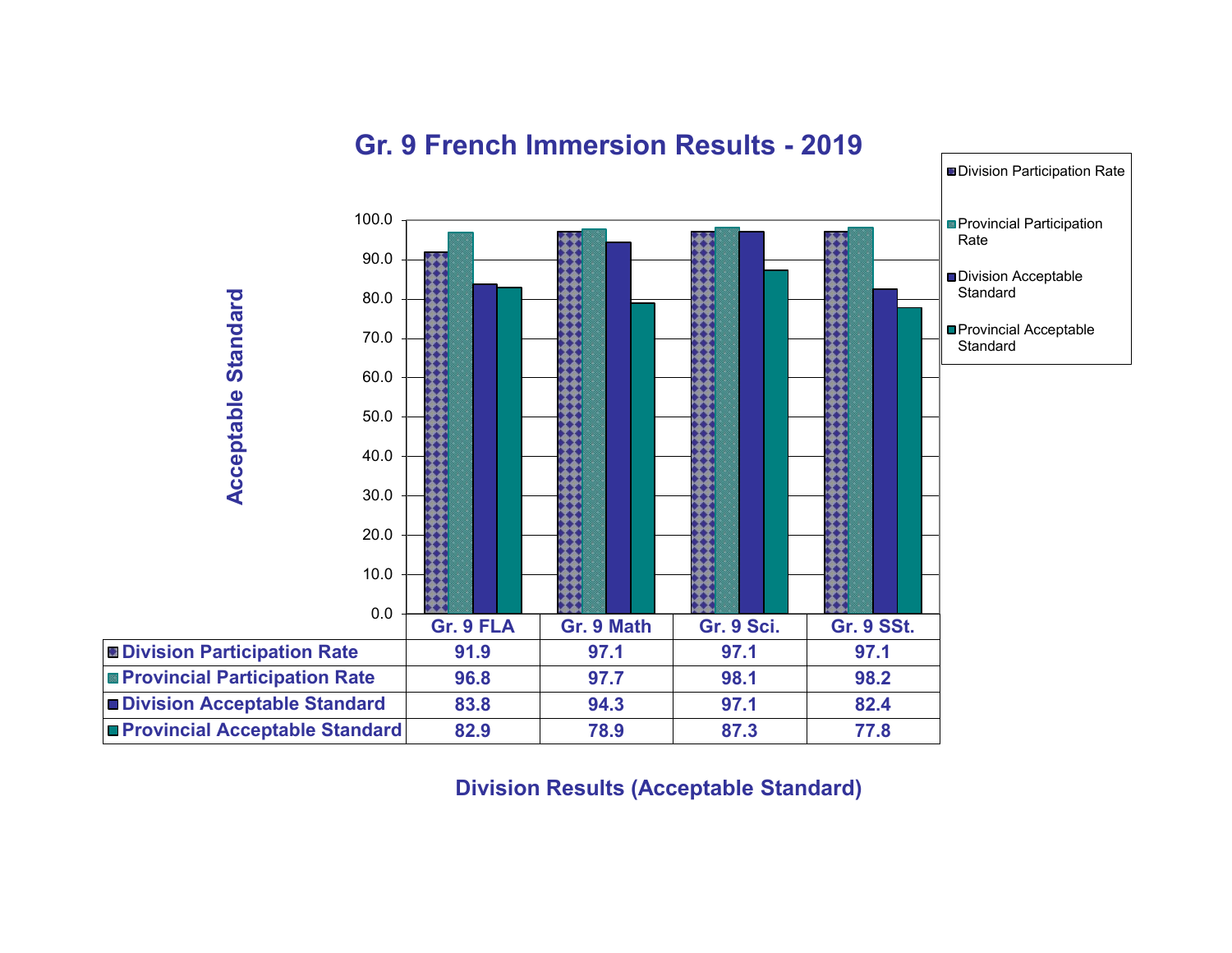# Gr. 9 French Immersion Results - 2019

| | Gr. 9 FLA | Gr. 9 Math | Gr. 9 Sci. | Gr. 9 SSt. |
|---|---|---|---|---|
| Division Participation Rate | 91.9 | 97.1 | 97.1 | 97.1 |
| Provincial Participation Rate | 96.8 | 97.7 | 98.1 | 98.2 |
| Division Acceptable Standard | 83.8 | 94.3 | 97.1 | 82.4 |
| Provincial Acceptable Standard | 82.9 | 78.9 | 87.3 | 77.8 |

**Division Results (Acceptable Standard)**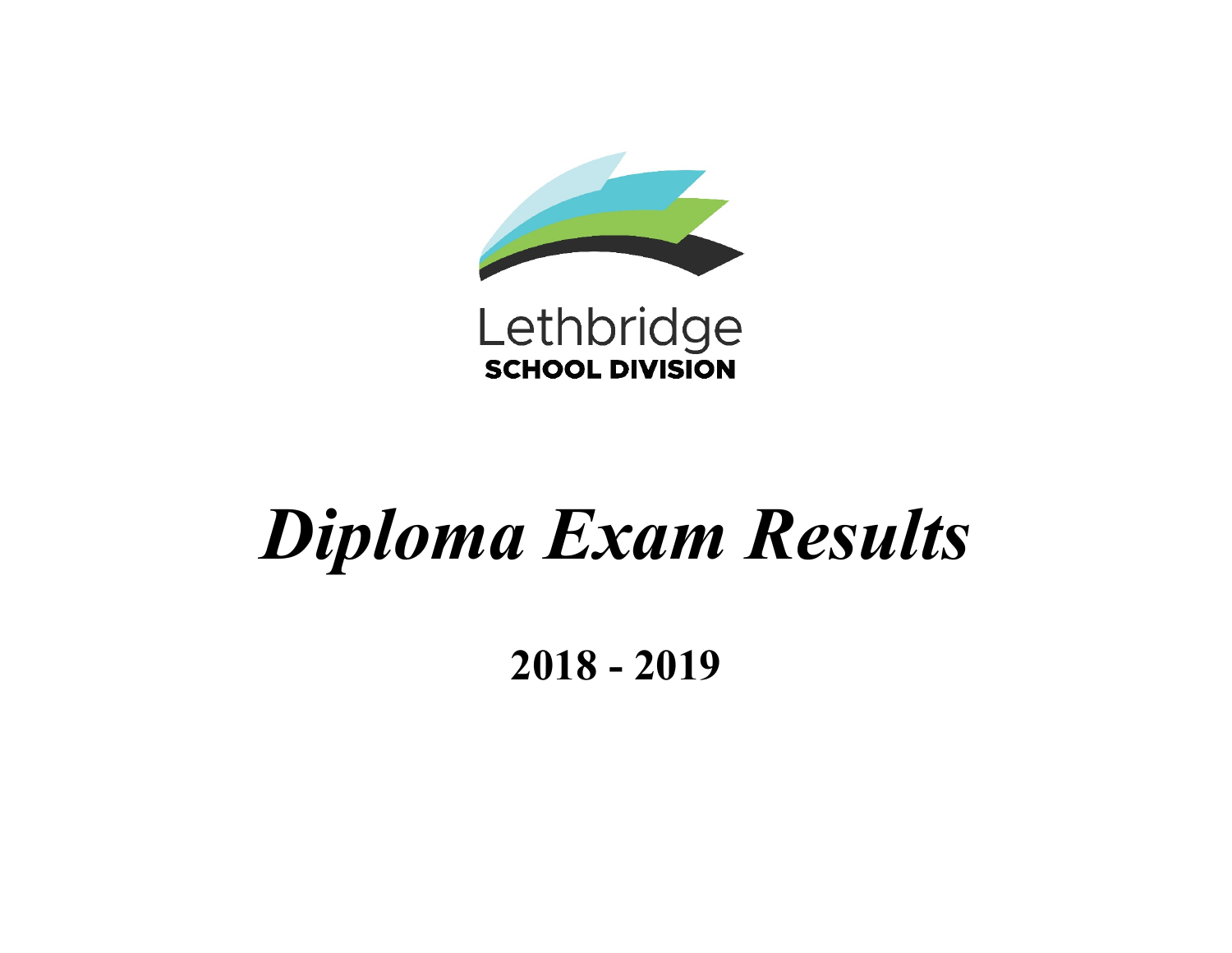Lethbridge

SCHOOL DIVISION

# *Diploma Exam Results*

## 2018 - 2019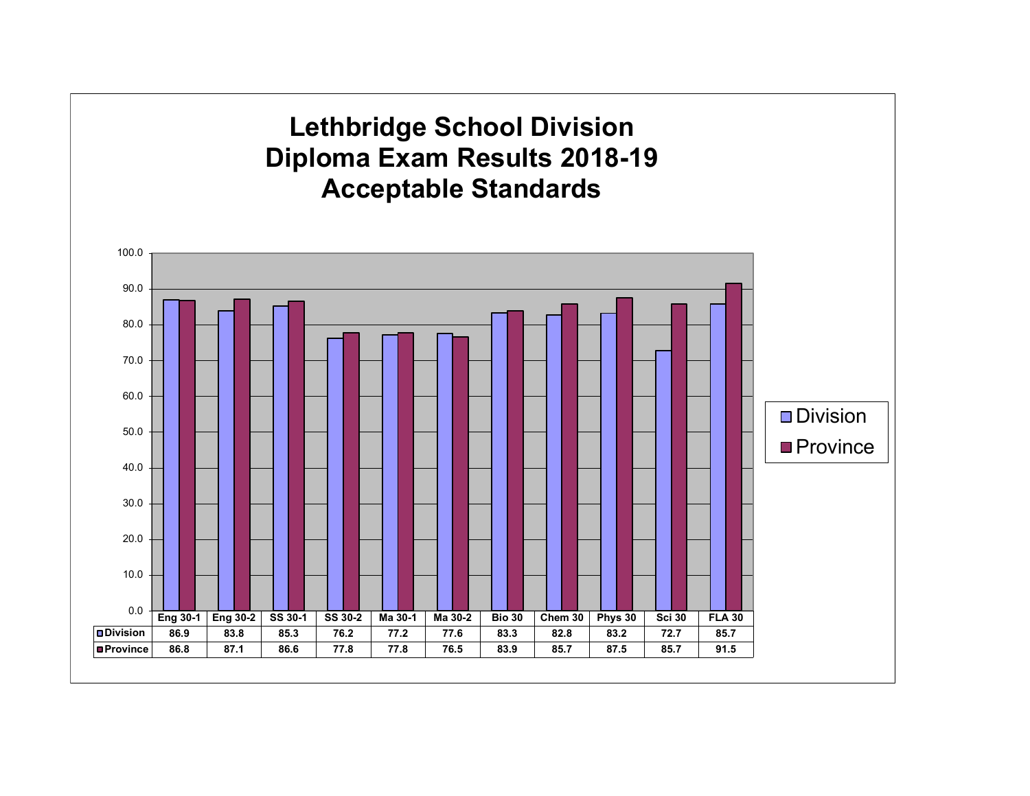# Lethbridge School Division
# Diploma Exam Results 2018-19
# Acceptable Standards

100.0
90.0
80.0
70.0
60.0
50.0
40.0
30.0
20.0
10.0
0.0

Division
Province

Eng 30-1 Eng 30-2 SS 30-1 SS 30-2 Ma 30-1 Ma 30-2 Bio 30 Chem 30 Phys 30 Sci 30 FLA 30

Division 86.9 83.8 85.3 76.2 77.2 77.6 83.3 82.8 83.2 72.7 85.7

Province 86.8 87.1 86.6 77.8 77.8 76.5 83.9 85.7 87.5 85.7 91.5